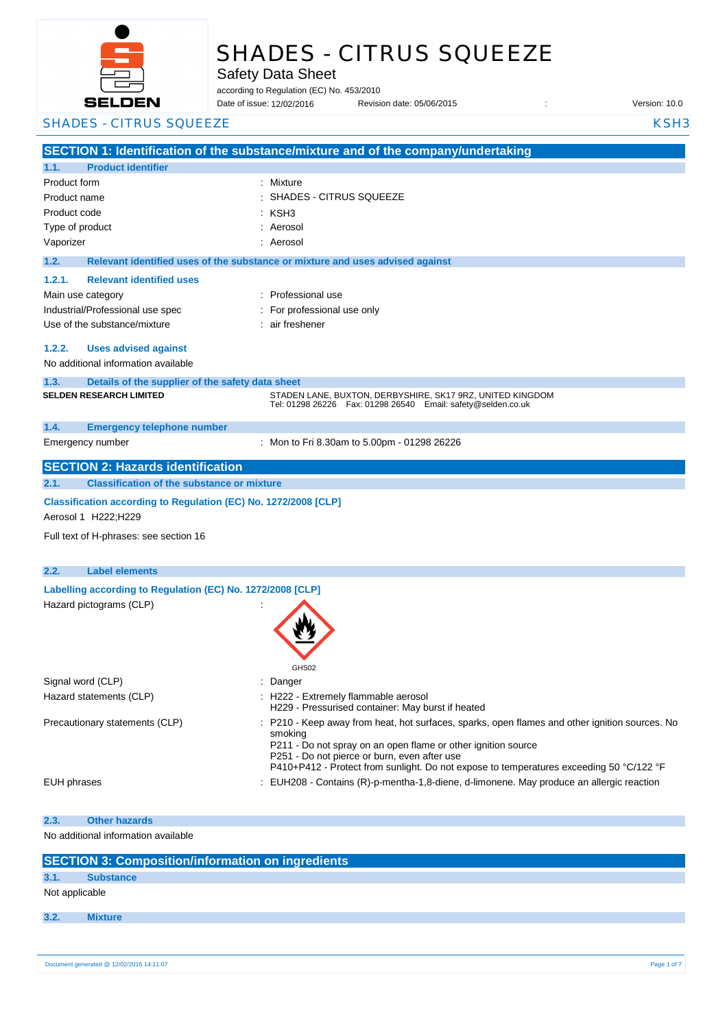# SHADES - CITRUS SQUEEZE

Safety Data Sheet

according to Regulation (EC) No. 453/2010

Date of issue: 12/02/2016 Revision date: 05/06/2015 : Version: 10.0

SHADES - CITRUS SQUEEZE KSH3

## SECTION 1: Identification of the substance/mixture and of the company/undertaking

### 1.1. Product identifier

| | |
|---|---|
| Product form | : Mixture |
| Product name | : SHADES - CITRUS SQUEEZE |
| Product code | : KSH3 |
| Type of product | : Aerosol |
| Vaporizer | : Aerosol |

### 1.2. Relevant identified uses of the substance or mixture and uses advised against

#### 1.2.1. Relevant identified uses

| | |
|---|---|
| Main use category | : Professional use |
| Industrial/Professional use spec | : For professional use only |
| Use of the substance/mixture | : air freshener |

#### 1.2.2. Uses advised against

No additional information available

### 1.3. Details of the supplier of the safety data sheet

**SELDEN RESEARCH LIMITED**

STADEN LANE, BUXTON, DERBYSHIRE, SK17 9RZ, UNITED KINGDOM
Tel: 01298 26226 Fax: 01298 26540 Email: safety@selden.co.uk

### 1.4. Emergency telephone number

Emergency number : Mon to Fri 8.30am to 5.00pm - 01298 26226

## SECTION 2: Hazards identification

### 2.1. Classification of the substance or mixture

**Classification according to Regulation (EC) No. 1272/2008 [CLP]**

Aerosol 1 H222;H229

Full text of H-phrases: see section 16

### 2.2. Label elements

**Labelling according to Regulation (EC) No. 1272/2008 [CLP]**

Hazard pictograms (CLP) :

GHS02

Signal word (CLP) : Danger

Hazard statements (CLP) :
H222 - Extremely flammable aerosol
H229 - Pressurised container: May burst if heated

Precautionary statements (CLP) :
P210 - Keep away from heat, hot surfaces, sparks, open flames and other ignition sources. No smoking
P211 - Do not spray on an open flame or other ignition source
P251 - Do not pierce or burn, even after use
P410+P412 - Protect from sunlight. Do not expose to temperatures exceeding 50 °C/122 °F

EUH phrases : EUH208 - Contains (R)-p-mentha-1,8-diene, d-limonene. May produce an allergic reaction

### 2.3. Other hazards

No additional information available

## SECTION 3: Composition/information on ingredients

### 3.1. Substance

Not applicable

### 3.2. Mixture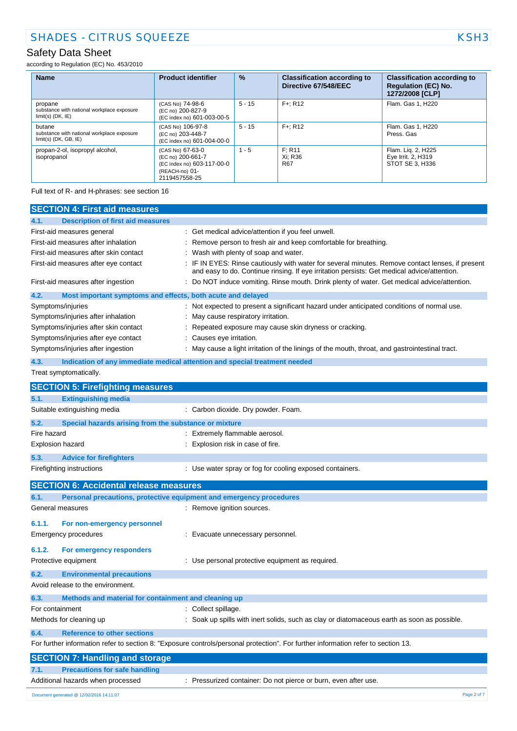| Name | Product identifier | % | Classification according to Directive 67/548/EEC | Classification according to Regulation (EC) No. 1272/2008 [CLP] |
|---|---|---|---|---|
| propane<br>substance with national workplace exposure limit(s) (DK, IE) | (CAS No) 74-98-6<br>(EC no) 200-827-9<br>(EC index no) 601-003-00-5 | 5 - 15 | F+; R12 | Flam. Gas 1, H220 |
| butane<br>substance with national workplace exposure limit(s) (DK, GB, IE) | (CAS No) 106-97-8<br>(EC no) 203-448-7<br>(EC index no) 601-004-00-0 | 5 - 15 | F+; R12 | Flam. Gas 1, H220<br>Press. Gas |
| propan-2-ol, isopropyl alcohol, isopropanol | (CAS No) 67-63-0<br>(EC no) 200-661-7<br>(EC index no) 603-117-00-0<br>(REACH-no) 01-2119457558-25 | 1 - 5 | F; R11<br>Xi; R36<br>R67 | Flam. Liq. 2, H225<br>Eye Irrit. 2, H319<br>STOT SE 3, H336 |

Full text of R- and H-phrases: see section 16

## SECTION 4: First aid measures

### 4.1. Description of first aid measures

First-aid measures general : Get medical advice/attention if you feel unwell.

First-aid measures after inhalation : Remove person to fresh air and keep comfortable for breathing.

First-aid measures after skin contact : Wash with plenty of soap and water.

First-aid measures after eye contact : IF IN EYES: Rinse cautiously with water for several minutes. Remove contact lenses, if present and easy to do. Continue rinsing. If eye irritation persists: Get medical advice/attention.

First-aid measures after ingestion : Do NOT induce vomiting. Rinse mouth. Drink plenty of water. Get medical advice/attention.

### 4.2. Most important symptoms and effects, both acute and delayed

Symptoms/injuries : Not expected to present a significant hazard under anticipated conditions of normal use.

Symptoms/injuries after inhalation : May cause respiratory irritation.

Symptoms/injuries after skin contact : Repeated exposure may cause skin dryness or cracking.

Symptoms/injuries after eye contact : Causes eye irritation.

Symptoms/injuries after ingestion : May cause a light irritation of the linings of the mouth, throat, and gastrointestinal tract.

### 4.3. Indication of any immediate medical attention and special treatment needed

Treat symptomatically.

## SECTION 5: Firefighting measures

### 5.1. Extinguishing media

Suitable extinguishing media : Carbon dioxide. Dry powder. Foam.

### 5.2. Special hazards arising from the substance or mixture

Fire hazard : Extremely flammable aerosol.

Explosion hazard : Explosion risk in case of fire.

### 5.3. Advice for firefighters

Firefighting instructions : Use water spray or fog for cooling exposed containers.

## SECTION 6: Accidental release measures

### 6.1. Personal precautions, protective equipment and emergency procedures

General measures : Remove ignition sources.

#### 6.1.1. For non-emergency personnel

Emergency procedures : Evacuate unnecessary personnel.

#### 6.1.2. For emergency responders

Protective equipment : Use personal protective equipment as required.

### 6.2. Environmental precautions

Avoid release to the environment.

### 6.3. Methods and material for containment and cleaning up

For containment : Collect spillage.

Methods for cleaning up : Soak up spills with inert solids, such as clay or diatomaceous earth as soon as possible.

### 6.4. Reference to other sections

For further information refer to section 8: "Exposure controls/personal protection". For further information refer to section 13.

## SECTION 7: Handling and storage

### 7.1. Precautions for safe handling

Additional hazards when processed : Pressurized container: Do not pierce or burn, even after use.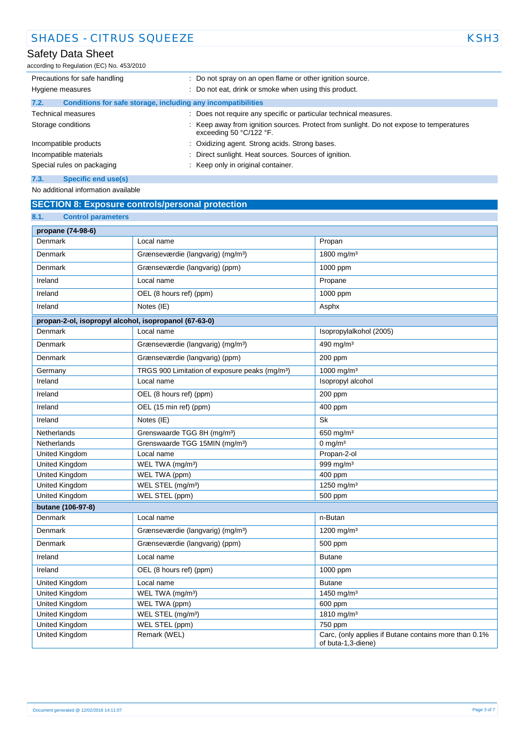| | |
|---|---|
| Precautions for safe handling | : Do not spray on an open flame or other ignition source. |
| Hygiene measures | : Do not eat, drink or smoke when using this product. |

### 7.2. Conditions for safe storage, including any incompatibilities

| | |
|---|---|
| Technical measures | : Does not require any specific or particular technical measures. |
| Storage conditions | : Keep away from ignition sources. Protect from sunlight. Do not expose to temperatures exceeding 50 °C/122 °F. |
| Incompatible products | : Oxidizing agent. Strong acids. Strong bases. |
| Incompatible materials | : Direct sunlight. Heat sources. Sources of ignition. |
| Special rules on packaging | : Keep only in original container. |

### 7.3. Specific end use(s)

No additional information available

## SECTION 8: Exposure controls/personal protection

### 8.1. Control parameters

| propane (74-98-6) | | |
|---|---|---|
| Denmark | Local name | Propan |
| Denmark | Grænseværdie (langvarig) (mg/m³) | 1800 mg/m³ |
| Denmark | Grænseværdie (langvarig) (ppm) | 1000 ppm |
| Ireland | Local name | Propane |
| Ireland | OEL (8 hours ref) (ppm) | 1000 ppm |
| Ireland | Notes (IE) | Asphx |
| **propan-2-ol, isopropyl alcohol, isopropanol (67-63-0)** | | |
| Denmark | Local name | Isopropylalkohol (2005) |
| Denmark | Grænseværdie (langvarig) (mg/m³) | 490 mg/m³ |
| Denmark | Grænseværdie (langvarig) (ppm) | 200 ppm |
| Germany | TRGS 900 Limitation of exposure peaks (mg/m³) | 1000 mg/m³ |
| Ireland | Local name | Isopropyl alcohol |
| Ireland | OEL (8 hours ref) (ppm) | 200 ppm |
| Ireland | OEL (15 min ref) (ppm) | 400 ppm |
| Ireland | Notes (IE) | Sk |
| Netherlands | Grenswaarde TGG 8H (mg/m³) | 650 mg/m³ |
| Netherlands | Grenswaarde TGG 15MIN (mg/m³) | 0 mg/m³ |
| United Kingdom | Local name | Propan-2-ol |
| United Kingdom | WEL TWA (mg/m³) | 999 mg/m³ |
| United Kingdom | WEL TWA (ppm) | 400 ppm |
| United Kingdom | WEL STEL (mg/m³) | 1250 mg/m³ |
| United Kingdom | WEL STEL (ppm) | 500 ppm |
| **butane (106-97-8)** | | |
| Denmark | Local name | n-Butan |
| Denmark | Grænseværdie (langvarig) (mg/m³) | 1200 mg/m³ |
| Denmark | Grænseværdie (langvarig) (ppm) | 500 ppm |
| Ireland | Local name | Butane |
| Ireland | OEL (8 hours ref) (ppm) | 1000 ppm |
| United Kingdom | Local name | Butane |
| United Kingdom | WEL TWA (mg/m³) | 1450 mg/m³ |
| United Kingdom | WEL TWA (ppm) | 600 ppm |
| United Kingdom | WEL STEL (mg/m³) | 1810 mg/m³ |
| United Kingdom | WEL STEL (ppm) | 750 ppm |
| United Kingdom | Remark (WEL) | Carc, (only applies if Butane contains more than 0.1% of buta-1,3-diene) |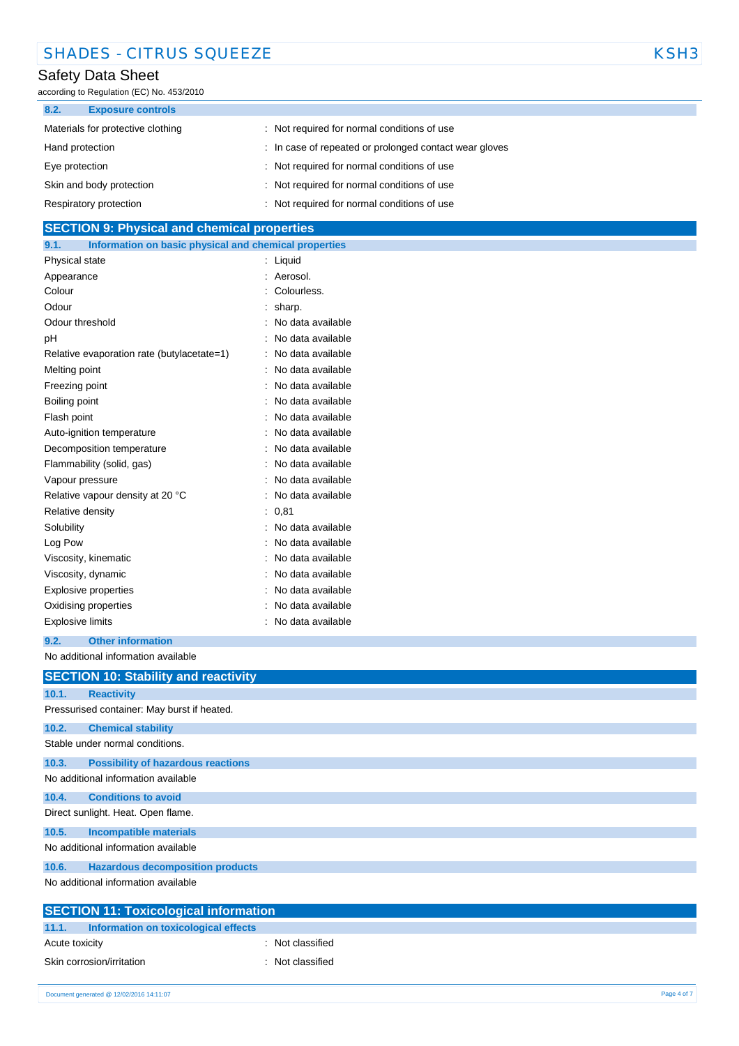### 8.2. Exposure controls

| | |
|---|---|
| Materials for protective clothing | : Not required for normal conditions of use |
| Hand protection | : In case of repeated or prolonged contact wear gloves |
| Eye protection | : Not required for normal conditions of use |
| Skin and body protection | : Not required for normal conditions of use |
| Respiratory protection | : Not required for normal conditions of use |

## SECTION 9: Physical and chemical properties

### 9.1. Information on basic physical and chemical properties

| | |
|---|---|
| Physical state | : Liquid |
| Appearance | : Aerosol. |
| Colour | : Colourless. |
| Odour | : sharp. |
| Odour threshold | : No data available |
| pH | : No data available |
| Relative evaporation rate (butylacetate=1) | : No data available |
| Melting point | : No data available |
| Freezing point | : No data available |
| Boiling point | : No data available |
| Flash point | : No data available |
| Auto-ignition temperature | : No data available |
| Decomposition temperature | : No data available |
| Flammability (solid, gas) | : No data available |
| Vapour pressure | : No data available |
| Relative vapour density at 20 °C | : No data available |
| Relative density | : 0,81 |
| Solubility | : No data available |
| Log Pow | : No data available |
| Viscosity, kinematic | : No data available |
| Viscosity, dynamic | : No data available |
| Explosive properties | : No data available |
| Oxidising properties | : No data available |
| Explosive limits | : No data available |

### 9.2. Other information

No additional information available

## SECTION 10: Stability and reactivity

### 10.1. Reactivity

Pressurised container: May burst if heated.

### 10.2. Chemical stability

Stable under normal conditions.

### 10.3. Possibility of hazardous reactions

No additional information available

### 10.4. Conditions to avoid

Direct sunlight. Heat. Open flame.

### 10.5. Incompatible materials

No additional information available

### 10.6. Hazardous decomposition products

No additional information available

## SECTION 11: Toxicological information

### 11.1. Information on toxicological effects

| | |
|---|---|
| Acute toxicity | : Not classified |
| Skin corrosion/irritation | : Not classified |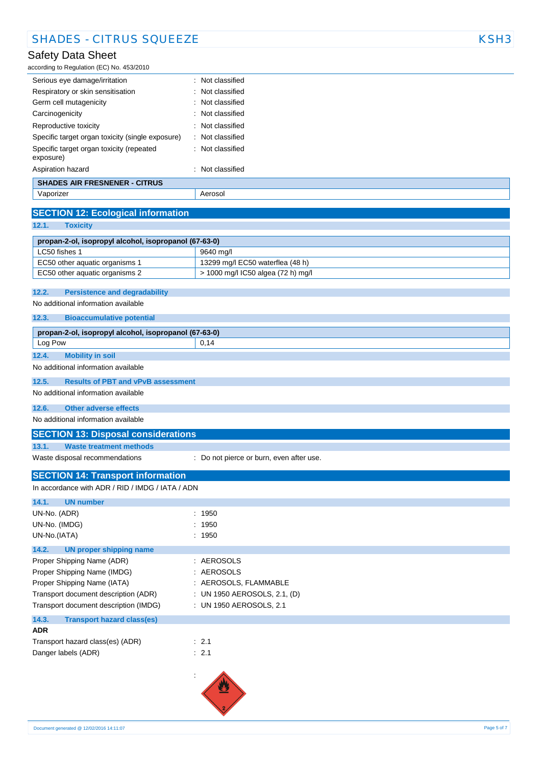| | |
|---|---|
| Serious eye damage/irritation | : Not classified |
| Respiratory or skin sensitisation | : Not classified |
| Germ cell mutagenicity | : Not classified |
| Carcinogenicity | : Not classified |
| Reproductive toxicity | : Not classified |
| Specific target organ toxicity (single exposure) | : Not classified |
| Specific target organ toxicity (repeated exposure) | : Not classified |
| Aspiration hazard | : Not classified |

| SHADES AIR FRESNENER - CITRUS | |
|---|---|
| Vaporizer | Aerosol |

## SECTION 12: Ecological information

### 12.1. Toxicity

| propan-2-ol, isopropyl alcohol, isopropanol (67-63-0) | |
|---|---|
| LC50 fishes 1 | 9640 mg/l |
| EC50 other aquatic organisms 1 | 13299 mg/l EC50 waterflea (48 h) |
| EC50 other aquatic organisms 2 | > 1000 mg/l IC50 algea (72 h) mg/l |

### 12.2. Persistence and degradability

No additional information available

### 12.3. Bioaccumulative potential

| propan-2-ol, isopropyl alcohol, isopropanol (67-63-0) | |
|---|---|
| Log Pow | 0,14 |

### 12.4. Mobility in soil

No additional information available

### 12.5. Results of PBT and vPvB assessment

No additional information available

### 12.6. Other adverse effects

No additional information available

## SECTION 13: Disposal considerations

### 13.1. Waste treatment methods

Waste disposal recommendations : Do not pierce or burn, even after use.

## SECTION 14: Transport information

In accordance with ADR / RID / IMDG / IATA / ADN

### 14.1. UN number

| | |
|---|---|
| UN-No. (ADR) | : 1950 |
| UN-No. (IMDG) | : 1950 |
| UN-No.(IATA) | : 1950 |

### 14.2. UN proper shipping name

| | |
|---|---|
| Proper Shipping Name (ADR) | : AEROSOLS |
| Proper Shipping Name (IMDG) | : AEROSOLS |
| Proper Shipping Name (IATA) | : AEROSOLS, FLAMMABLE |
| Transport document description (ADR) | : UN 1950 AEROSOLS, 2.1, (D) |
| Transport document description (IMDG) | : UN 1950 AEROSOLS, 2.1 |

### 14.3. Transport hazard class(es)

**ADR**

| | |
|---|---|
| Transport hazard class(es) (ADR) | : 2.1 |
| Danger labels (ADR) | : 2.1 |

: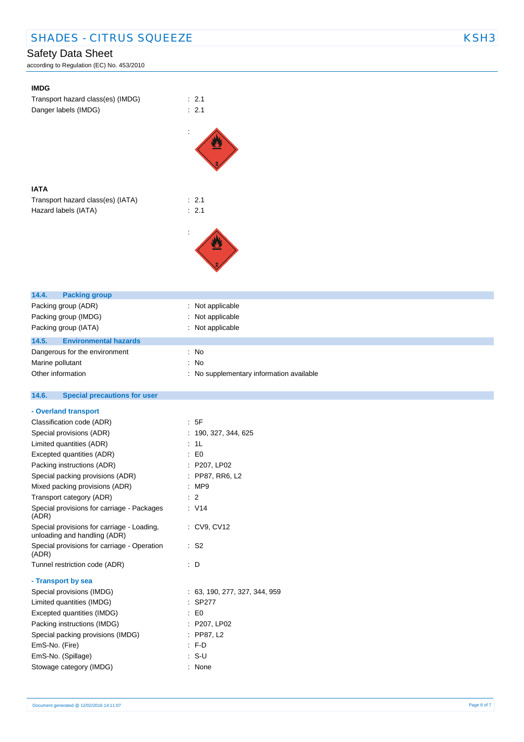**IMDG**

Transport hazard class(es) (IMDG) : 2.1

Danger labels (IMDG) : 2.1

:

**IATA**

Transport hazard class(es) (IATA) : 2.1

Hazard labels (IATA) : 2.1

:

## 14.4. Packing group

| | |
|---|---|
| Packing group (ADR) | : Not applicable |
| Packing group (IMDG) | : Not applicable |
| Packing group (IATA) | : Not applicable |

## 14.5. Environmental hazards

| | |
|---|---|
| Dangerous for the environment | : No |
| Marine pollutant | : No |
| Other information | : No supplementary information available |

## 14.6. Special precautions for user

### - Overland transport

| | |
|---|---|
| Classification code (ADR) | : 5F |
| Special provisions (ADR) | : 190, 327, 344, 625 |
| Limited quantities (ADR) | : 1L |
| Excepted quantities (ADR) | : E0 |
| Packing instructions (ADR) | : P207, LP02 |
| Special packing provisions (ADR) | : PP87, RR6, L2 |
| Mixed packing provisions (ADR) | : MP9 |
| Transport category (ADR) | : 2 |
| Special provisions for carriage - Packages (ADR) | : V14 |
| Special provisions for carriage - Loading, unloading and handling (ADR) | : CV9, CV12 |
| Special provisions for carriage - Operation (ADR) | : S2 |
| Tunnel restriction code (ADR) | : D |

### - Transport by sea

| | |
|---|---|
| Special provisions (IMDG) | : 63, 190, 277, 327, 344, 959 |
| Limited quantities (IMDG) | : SP277 |
| Excepted quantities (IMDG) | : E0 |
| Packing instructions (IMDG) | : P207, LP02 |
| Special packing provisions (IMDG) | : PP87, L2 |
| EmS-No. (Fire) | : F-D |
| EmS-No. (Spillage) | : S-U |
| Stowage category (IMDG) | : None |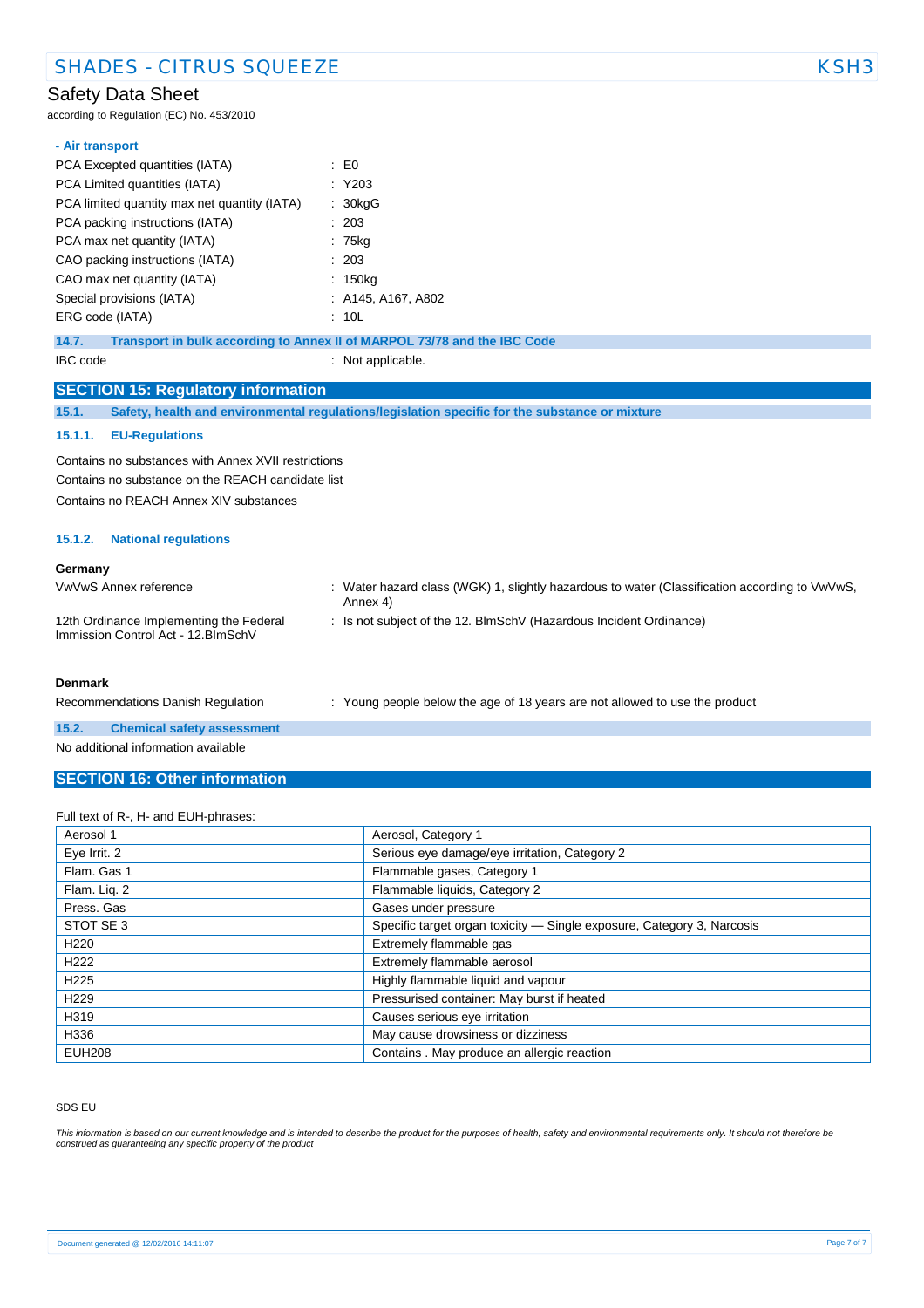**- Air transport**

| | |
|---|---|
| PCA Excepted quantities (IATA) | : E0 |
| PCA Limited quantities (IATA) | : Y203 |
| PCA limited quantity max net quantity (IATA) | : 30kgG |
| PCA packing instructions (IATA) | : 203 |
| PCA max net quantity (IATA) | : 75kg |
| CAO packing instructions (IATA) | : 203 |
| CAO max net quantity (IATA) | : 150kg |
| Special provisions (IATA) | : A145, A167, A802 |
| ERG code (IATA) | : 10L |

### 14.7. Transport in bulk according to Annex II of MARPOL 73/78 and the IBC Code

IBC code : Not applicable.

## SECTION 15: Regulatory information

### 15.1. Safety, health and environmental regulations/legislation specific for the substance or mixture

#### 15.1.1. EU-Regulations

Contains no substances with Annex XVII restrictions

Contains no substance on the REACH candidate list

Contains no REACH Annex XIV substances

#### 15.1.2. National regulations

**Germany**

| | |
|---|---|
| VwVwS Annex reference | : Water hazard class (WGK) 1, slightly hazardous to water (Classification according to VwVwS, Annex 4) |
| 12th Ordinance Implementing the Federal Immission Control Act - 12.BImSchV | : Is not subject of the 12. BlmSchV (Hazardous Incident Ordinance) |

**Denmark**

| | |
|---|---|
| Recommendations Danish Regulation | : Young people below the age of 18 years are not allowed to use the product |

### 15.2. Chemical safety assessment

No additional information available

## SECTION 16: Other information

Full text of R-, H- and EUH-phrases:

| | |
|---|---|
| Aerosol 1 | Aerosol, Category 1 |
| Eye Irrit. 2 | Serious eye damage/eye irritation, Category 2 |
| Flam. Gas 1 | Flammable gases, Category 1 |
| Flam. Liq. 2 | Flammable liquids, Category 2 |
| Press. Gas | Gases under pressure |
| STOT SE 3 | Specific target organ toxicity — Single exposure, Category 3, Narcosis |
| H220 | Extremely flammable gas |
| H222 | Extremely flammable aerosol |
| H225 | Highly flammable liquid and vapour |
| H229 | Pressurised container: May burst if heated |
| H319 | Causes serious eye irritation |
| H336 | May cause drowsiness or dizziness |
| EUH208 | Contains . May produce an allergic reaction |

SDS EU

*This information is based on our current knowledge and is intended to describe the product for the purposes of health, safety and environmental requirements only. It should not therefore be construed as guaranteeing any specific property of the product*